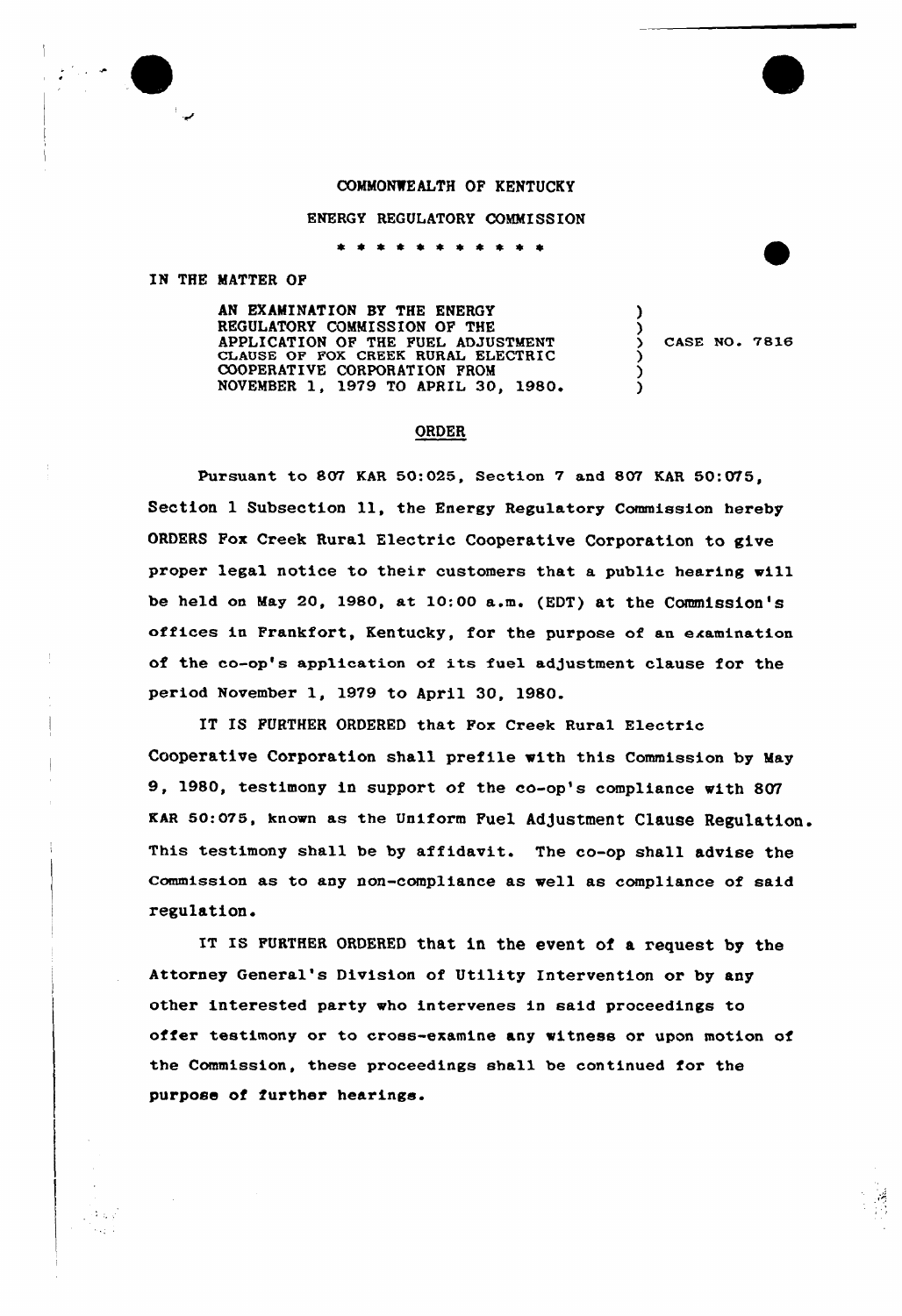COMMONWEALTH OF KENTUCKY

ENERGY REGULATORY COMMISSION

\* \* \* \* \* \* \* \* \* \* \*

IN THE MATTER OF

AN EXAMINATION BY THE ENERGY REGULATORY COMMISSION OF THE APPLICATION OF THE FUEL ADJUSTMENT CLAUSE OF FOX CREEK RURAL ELECTRIC COOPERATIVE CORPORATION FROM NOVEMBER 1, 1979 TO APRIL 30, 1980. ) CASE NO. 7816

## ORDER

Pursuant to 807 KAR 50:025, Section 7 and 807 KAR 50:075, Section 1 Subsection 11, the Energy Regulatory Commission hereby ORDERS Fox Creek Rural Electric Cooperative Corporation to give proper legal notice to their customers that a public hearing will be held on May 20, 1980, at 10:00 a.m. (EDT) at the Commission's offices in Frankfort, Kentucky, for the purpose of an examination of the co-op's application of its fuel adjustment clause for the period November 1, 1979 to April 30, 1980.

IT IS FURTHER ORDERED that Fox Creek Rural Electric Cooperative Corporation shall prefile with this Commission by May 9, 1980, testimony in support of the co-op's compliance with 807 KAR 50:075, known as the Uniform Fuel Adjustment Clause Regulation. This testimony shall be by affidavit. The co-op shall advise the Commission as to any non-compliance as well as compliance of said regulation.

IT IS FURTHER ORDERED that in the event of a request by the Attorney General's Division of Utility Intervention or by any other interested party who intervenes in said proceedings to offer testimony or to cross-examine any witness or upon motion of the Commission, these proceedings shall be continued for the purpose of further hearings.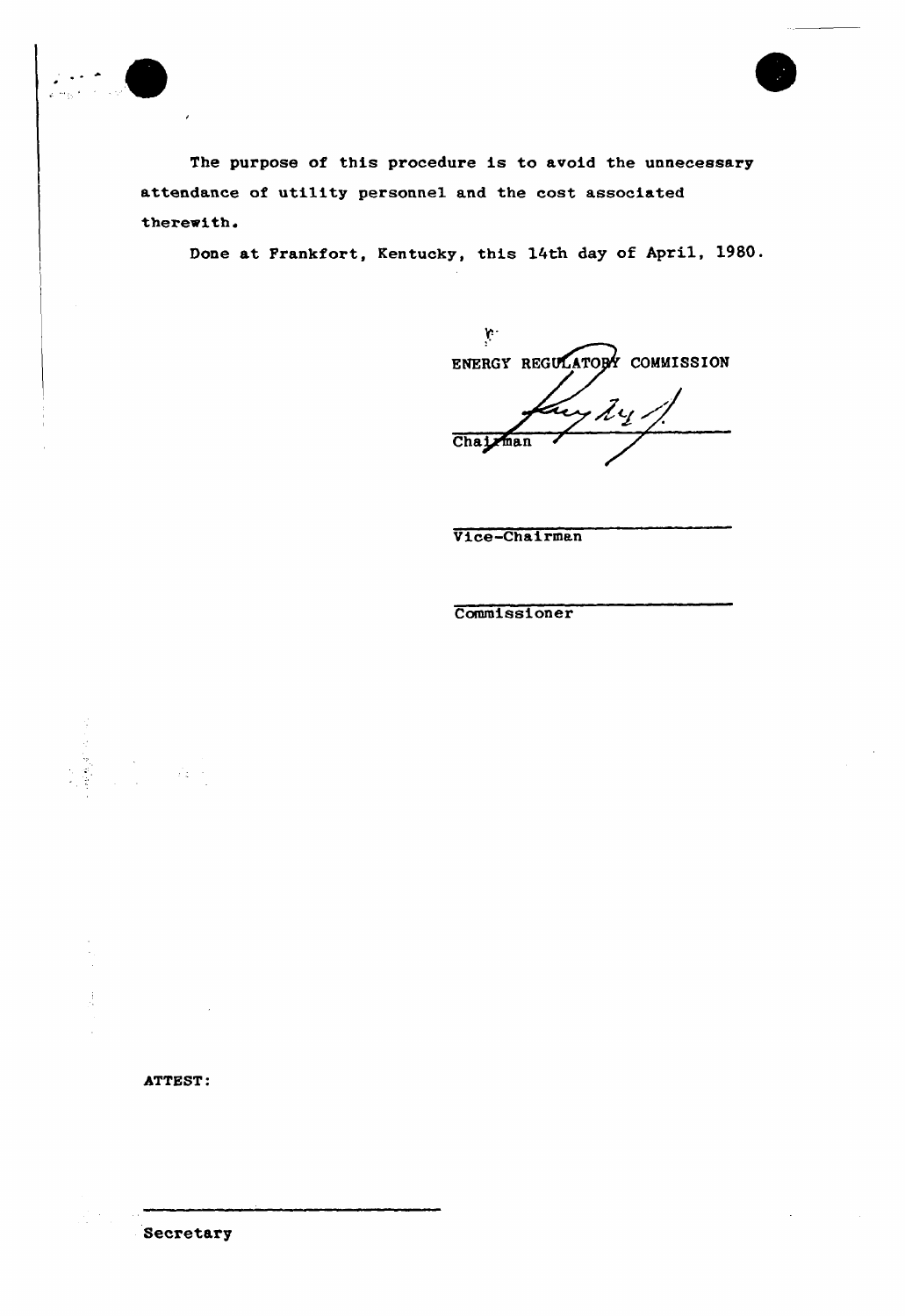The purpose of this procedure is to avoid the unnecessary attendance of utility personnel and the cost associated therewith.

Done at Frankfort, Kentucky, this 14th day of April, 1980.

ENERGY REGULATORY COMMISSION

Chairman

Vice-Chairman

Commissioner

ATTEST:

Secretary